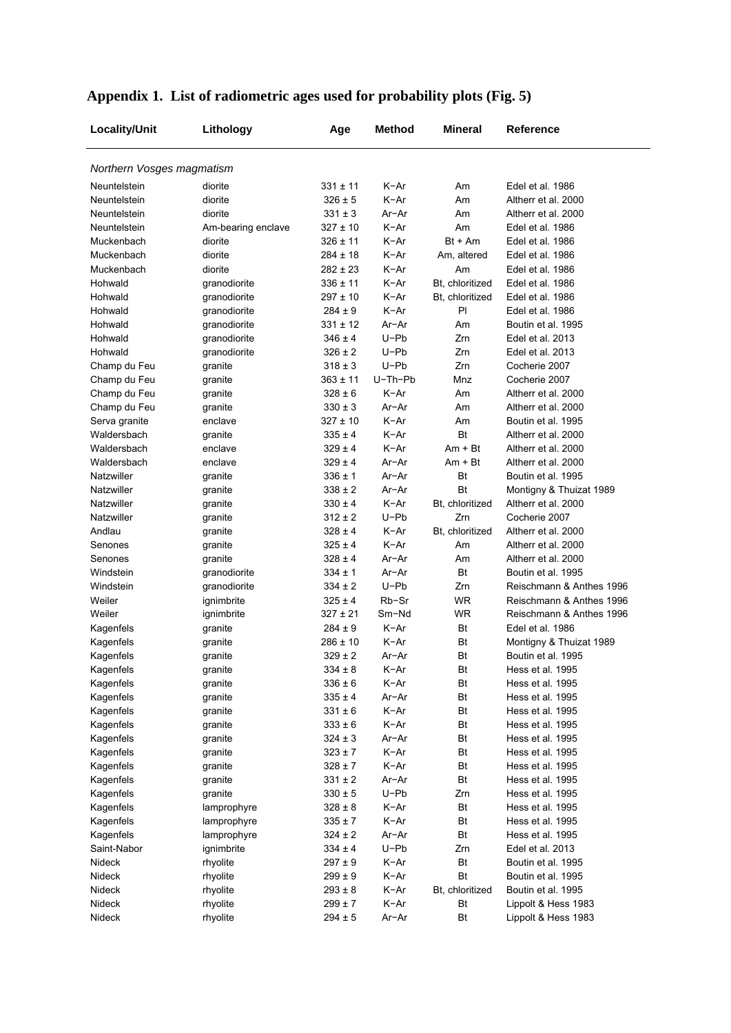# Appendix 1. List of radiometric ages used for probability plots (Fig. 5)

| Locality/Unit | Lithology | Age | Method | Mineral | Reference |
|---|---|---|---|---|---|
| *Northern Vosges magmatism* | | | | | |
| Neuntelstein | diorite | 331 ± 11 | K–Ar | Am | Edel et al. 1986 |
| Neuntelstein | diorite | 326 ± 5 | K–Ar | Am | Altherr et al. 2000 |
| Neuntelstein | diorite | 331 ± 3 | Ar–Ar | Am | Altherr et al. 2000 |
| Neuntelstein | Am-bearing enclave | 327 ± 10 | K–Ar | Am | Edel et al. 1986 |
| Muckenbach | diorite | 326 ± 11 | K–Ar | Bt + Am | Edel et al. 1986 |
| Muckenbach | diorite | 284 ± 18 | K–Ar | Am, altered | Edel et al. 1986 |
| Muckenbach | diorite | 282 ± 23 | K–Ar | Am | Edel et al. 1986 |
| Hohwald | granodiorite | 336 ± 11 | K–Ar | Bt, chloritized | Edel et al. 1986 |
| Hohwald | granodiorite | 297 ± 10 | K–Ar | Bt, chloritized | Edel et al. 1986 |
| Hohwald | granodiorite | 284 ± 9 | K–Ar | Pl | Edel et al. 1986 |
| Hohwald | granodiorite | 331 ± 12 | Ar–Ar | Am | Boutin et al. 1995 |
| Hohwald | granodiorite | 346 ± 4 | U–Pb | Zrn | Edel et al. 2013 |
| Hohwald | granodiorite | 326 ± 2 | U–Pb | Zrn | Edel et al. 2013 |
| Champ du Feu | granite | 318 ± 3 | U–Pb | Zrn | Cocherie 2007 |
| Champ du Feu | granite | 363 ± 11 | U–Th–Pb | Mnz | Cocherie 2007 |
| Champ du Feu | granite | 328 ± 6 | K–Ar | Am | Altherr et al. 2000 |
| Champ du Feu | granite | 330 ± 3 | Ar–Ar | Am | Altherr et al. 2000 |
| Serva granite | enclave | 327 ± 10 | K–Ar | Am | Boutin et al. 1995 |
| Waldersbach | granite | 335 ± 4 | K–Ar | Bt | Altherr et al. 2000 |
| Waldersbach | enclave | 329 ± 4 | K–Ar | Am + Bt | Altherr et al. 2000 |
| Waldersbach | enclave | 329 ± 4 | Ar–Ar | Am + Bt | Altherr et al. 2000 |
| Natzwiller | granite | 336 ± 1 | Ar–Ar | Bt | Boutin et al. 1995 |
| Natzwiller | granite | 338 ± 2 | Ar–Ar | Bt | Montigny & Thuizat 1989 |
| Natzwiller | granite | 330 ± 4 | K–Ar | Bt, chloritized | Altherr et al. 2000 |
| Natzwiller | granite | 312 ± 2 | U–Pb | Zrn | Cocherie 2007 |
| Andlau | granite | 328 ± 4 | K–Ar | Bt, chloritized | Altherr et al. 2000 |
| Senones | granite | 325 ± 4 | K–Ar | Am | Altherr et al. 2000 |
| Senones | granite | 328 ± 4 | Ar–Ar | Am | Altherr et al. 2000 |
| Windstein | granodiorite | 334 ± 1 | Ar–Ar | Bt | Boutin et al. 1995 |
| Windstein | granodiorite | 334 ± 2 | U–Pb | Zrn | Reischmann & Anthes 1996 |
| Weiler | ignimbrite | 325 ± 4 | Rb–Sr | WR | Reischmann & Anthes 1996 |
| Weiler | ignimbrite | 327 ± 21 | Sm–Nd | WR | Reischmann & Anthes 1996 |
| Kagenfels | granite | 284 ± 9 | K–Ar | Bt | Edel et al. 1986 |
| Kagenfels | granite | 286 ± 10 | K–Ar | Bt | Montigny & Thuizat 1989 |
| Kagenfels | granite | 329 ± 2 | Ar–Ar | Bt | Boutin et al. 1995 |
| Kagenfels | granite | 334 ± 8 | K–Ar | Bt | Hess et al. 1995 |
| Kagenfels | granite | 336 ± 6 | K–Ar | Bt | Hess et al. 1995 |
| Kagenfels | granite | 335 ± 4 | Ar–Ar | Bt | Hess et al. 1995 |
| Kagenfels | granite | 331 ± 6 | K–Ar | Bt | Hess et al. 1995 |
| Kagenfels | granite | 333 ± 6 | K–Ar | Bt | Hess et al. 1995 |
| Kagenfels | granite | 324 ± 3 | Ar–Ar | Bt | Hess et al. 1995 |
| Kagenfels | granite | 323 ± 7 | K–Ar | Bt | Hess et al. 1995 |
| Kagenfels | granite | 328 ± 7 | K–Ar | Bt | Hess et al. 1995 |
| Kagenfels | granite | 331 ± 2 | Ar–Ar | Bt | Hess et al. 1995 |
| Kagenfels | granite | 330 ± 5 | U–Pb | Zrn | Hess et al. 1995 |
| Kagenfels | lamprophyre | 328 ± 8 | K–Ar | Bt | Hess et al. 1995 |
| Kagenfels | lamprophyre | 335 ± 7 | K–Ar | Bt | Hess et al. 1995 |
| Kagenfels | lamprophyre | 324 ± 2 | Ar–Ar | Bt | Hess et al. 1995 |
| Saint-Nabor | ignimbrite | 334 ± 4 | U–Pb | Zrn | Edel et al. 2013 |
| Nideck | rhyolite | 297 ± 9 | K–Ar | Bt | Boutin et al. 1995 |
| Nideck | rhyolite | 299 ± 9 | K–Ar | Bt | Boutin et al. 1995 |
| Nideck | rhyolite | 293 ± 8 | K–Ar | Bt, chloritized | Boutin et al. 1995 |
| Nideck | rhyolite | 299 ± 7 | K–Ar | Bt | Lippolt & Hess 1983 |
| Nideck | rhyolite | 294 ± 5 | Ar–Ar | Bt | Lippolt & Hess 1983 |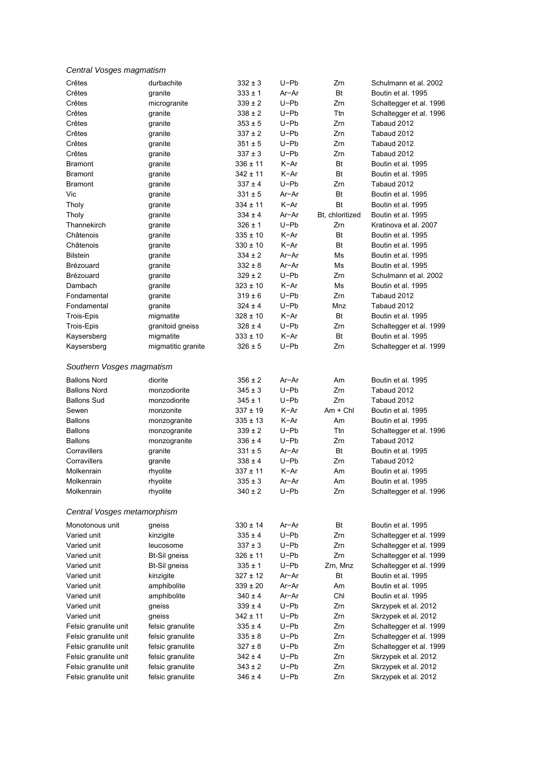*Central Vosges magmatism*

| | | | | | |
|---|---|---|---|---|---|
| Crêtes | durbachite | 332 ± 3 | U−Pb | Zrn | Schulmann et al. 2002 |
| Crêtes | granite | 333 ± 1 | Ar−Ar | Bt | Boutin et al. 1995 |
| Crêtes | microgranite | 339 ± 2 | U−Pb | Zrn | Schaltegger et al. 1996 |
| Crêtes | granite | 338 ± 2 | U−Pb | Ttn | Schaltegger et al. 1996 |
| Crêtes | granite | 353 ± 5 | U−Pb | Zrn | Tabaud 2012 |
| Crêtes | granite | 337 ± 2 | U−Pb | Zrn | Tabaud 2012 |
| Crêtes | granite | 351 ± 5 | U−Pb | Zrn | Tabaud 2012 |
| Crêtes | granite | 337 ± 3 | U−Pb | Zrn | Tabaud 2012 |
| Bramont | granite | 336 ± 11 | K−Ar | Bt | Boutin et al. 1995 |
| Bramont | granite | 342 ± 11 | K−Ar | Bt | Boutin et al. 1995 |
| Bramont | granite | 337 ± 4 | U−Pb | Zrn | Tabaud 2012 |
| Vic | granite | 331 ± 5 | Ar−Ar | Bt | Boutin et al. 1995 |
| Tholy | granite | 334 ± 11 | K−Ar | Bt | Boutin et al. 1995 |
| Tholy | granite | 334 ± 4 | Ar−Ar | Bt, chloritized | Boutin et al. 1995 |
| Thannekirch | granite | 326 ± 1 | U−Pb | Zrn | Kratinova et al. 2007 |
| Châtenois | granite | 335 ± 10 | K−Ar | Bt | Boutin et al. 1995 |
| Châtenois | granite | 330 ± 10 | K−Ar | Bt | Boutin et al. 1995 |
| Bilstein | granite | 334 ± 2 | Ar−Ar | Ms | Boutin et al. 1995 |
| Brézouard | granite | 332 ± 8 | Ar−Ar | Ms | Boutin et al. 1995 |
| Brézouard | granite | 329 ± 2 | U−Pb | Zrn | Schulmann et al. 2002 |
| Dambach | granite | 323 ± 10 | K−Ar | Ms | Boutin et al. 1995 |
| Fondamental | granite | 319 ± 6 | U−Pb | Zrn | Tabaud 2012 |
| Fondamental | granite | 324 ± 4 | U−Pb | Mnz | Tabaud 2012 |
| Trois-Epis | migmatite | 328 ± 10 | K−Ar | Bt | Boutin et al. 1995 |
| Trois-Epis | granitoid gneiss | 328 ± 4 | U−Pb | Zrn | Schaltegger et al. 1999 |
| Kaysersberg | migmatite | 333 ± 10 | K−Ar | Bt | Boutin et al. 1995 |
| Kaysersberg | migmatitic granite | 326 ± 5 | U−Pb | Zrn | Schaltegger et al. 1999 |

*Southern Vosges magmatism*

| | | | | | |
|---|---|---|---|---|---|
| Ballons Nord | diorite | 356 ± 2 | Ar−Ar | Am | Boutin et al. 1995 |
| Ballons Nord | monzodiorite | 345 ± 3 | U−Pb | Zrn | Tabaud 2012 |
| Ballons Sud | monzodiorite | 345 ± 1 | U−Pb | Zrn | Tabaud 2012 |
| Sewen | monzonite | 337 ± 19 | K−Ar | Am + Chl | Boutin et al. 1995 |
| Ballons | monzogranite | 335 ± 13 | K−Ar | Am | Boutin et al. 1995 |
| Ballons | monzogranite | 339 ± 2 | U−Pb | Ttn | Schaltegger et al. 1996 |
| Ballons | monzogranite | 336 ± 4 | U−Pb | Zrn | Tabaud 2012 |
| Corravillers | granite | 331 ± 5 | Ar−Ar | Bt | Boutin et al. 1995 |
| Corravillers | granite | 338 ± 4 | U−Pb | Zrn | Tabaud 2012 |
| Molkenrain | rhyolite | 337 ± 11 | K−Ar | Am | Boutin et al. 1995 |
| Molkenrain | rhyolite | 335 ± 3 | Ar−Ar | Am | Boutin et al. 1995 |
| Molkenrain | rhyolite | 340 ± 2 | U−Pb | Zrn | Schaltegger et al. 1996 |

*Central Vosges metamorphism*

| | | | | | |
|---|---|---|---|---|---|
| Monotonous unit | gneiss | 330 ± 14 | Ar−Ar | Bt | Boutin et al. 1995 |
| Varied unit | kinzigite | 335 ± 4 | U−Pb | Zrn | Schaltegger et al. 1999 |
| Varied unit | leucosome | 337 ± 3 | U−Pb | Zrn | Schaltegger et al. 1999 |
| Varied unit | Bt-Sil gneiss | 326 ± 11 | U−Pb | Zrn | Schaltegger et al. 1999 |
| Varied unit | Bt-Sil gneiss | 335 ± 1 | U−Pb | Zrn, Mnz | Schaltegger et al. 1999 |
| Varied unit | kinzigite | 327 ± 12 | Ar−Ar | Bt | Boutin et al. 1995 |
| Varied unit | amphibolite | 339 ± 20 | Ar−Ar | Am | Boutin et al. 1995 |
| Varied unit | amphibolite | 340 ± 4 | Ar−Ar | Chl | Boutin et al. 1995 |
| Varied unit | gneiss | 339 ± 4 | U−Pb | Zrn | Skrzypek et al. 2012 |
| Varied unit | gneiss | 342 ± 11 | U−Pb | Zrn | Skrzypek et al. 2012 |
| Felsic granulite unit | felsic granulite | 335 ± 4 | U−Pb | Zrn | Schaltegger et al. 1999 |
| Felsic granulite unit | felsic granulite | 335 ± 8 | U−Pb | Zrn | Schaltegger et al. 1999 |
| Felsic granulite unit | felsic granulite | 327 ± 8 | U−Pb | Zrn | Schaltegger et al. 1999 |
| Felsic granulite unit | felsic granulite | 342 ± 4 | U−Pb | Zrn | Skrzypek et al. 2012 |
| Felsic granulite unit | felsic granulite | 343 ± 2 | U−Pb | Zrn | Skrzypek et al. 2012 |
| Felsic granulite unit | felsic granulite | 346 ± 4 | U−Pb | Zrn | Skrzypek et al. 2012 |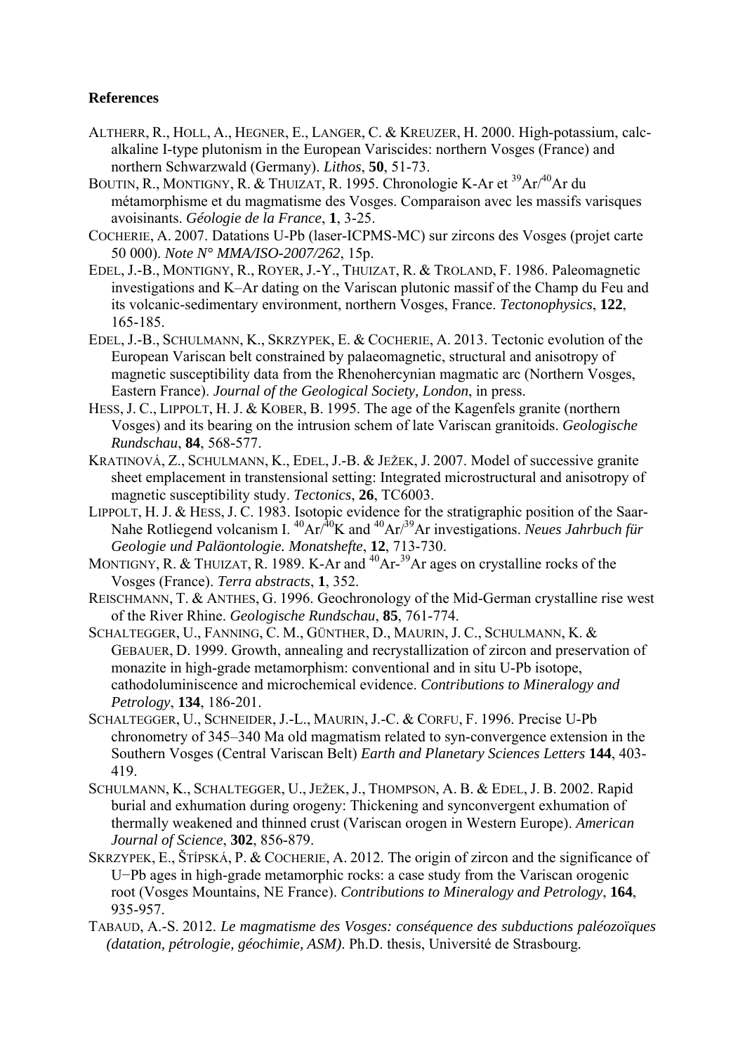**References**

ALTHERR, R., HOLL, A., HEGNER, E., LANGER, C. & KREUZER, H. 2000. High-potassium, calc-alkaline I-type plutonism in the European Variscides: northern Vosges (France) and northern Schwarzwald (Germany). *Lithos*, **50**, 51-73.

BOUTIN, R., MONTIGNY, R. & THUIZAT, R. 1995. Chronologie K-Ar et $^{39}Ar/^{40}Ar$ du métamorphisme et du magmatisme des Vosges. Comparaison avec les massifs varisques avoisinants. *Géologie de la France*, **1**, 3-25.

COCHERIE, A. 2007. Datations U-Pb (laser-ICPMS-MC) sur zircons des Vosges (projet carte 50 000). *Note N° MMA/ISO-2007/262*, 15p.

EDEL, J.-B., MONTIGNY, R., ROYER, J.-Y., THUIZAT, R. & TROLAND, F. 1986. Paleomagnetic investigations and K–Ar dating on the Variscan plutonic massif of the Champ du Feu and its volcanic-sedimentary environment, northern Vosges, France. *Tectonophysics*, **122**, 165-185.

EDEL, J.-B., SCHULMANN, K., SKRZYPEK, E. & COCHERIE, A. 2013. Tectonic evolution of the European Variscan belt constrained by palaeomagnetic, structural and anisotropy of magnetic susceptibility data from the Rhenohercynian magmatic arc (Northern Vosges, Eastern France). *Journal of the Geological Society, London*, in press.

HESS, J. C., LIPPOLT, H. J. & KOBER, B. 1995. The age of the Kagenfels granite (northern Vosges) and its bearing on the intrusion schem of late Variscan granitoids. *Geologische Rundschau*, **84**, 568-577.

KRATINOVÁ, Z., SCHULMANN, K., EDEL, J.-B. & JEŽEK, J. 2007. Model of successive granite sheet emplacement in transtensional setting: Integrated microstructural and anisotropy of magnetic susceptibility study. *Tectonics*, **26**, TC6003.

LIPPOLT, H. J. & HESS, J. C. 1983. Isotopic evidence for the stratigraphic position of the Saar-Nahe Rotliegend volcanism I. $^{40}Ar/^{40}K$ and $^{40}Ar/^{39}Ar$ investigations. *Neues Jahrbuch für Geologie und Paläontologie. Monatshefte*, **12**, 713-730.

MONTIGNY, R. & THUIZAT, R. 1989. K-Ar and $^{40}Ar$-$^{39}Ar$ ages on crystalline rocks of the Vosges (France). *Terra abstracts*, **1**, 352.

REISCHMANN, T. & ANTHES, G. 1996. Geochronology of the Mid-German crystalline rise west of the River Rhine. *Geologische Rundschau*, **85**, 761-774.

SCHALTEGGER, U., FANNING, C. M., GÜNTHER, D., MAURIN, J. C., SCHULMANN, K. & GEBAUER, D. 1999. Growth, annealing and recrystallization of zircon and preservation of monazite in high-grade metamorphism: conventional and in situ U-Pb isotope, cathodoluminiscence and microchemical evidence. *Contributions to Mineralogy and Petrology*, **134**, 186-201.

SCHALTEGGER, U., SCHNEIDER, J.-L., MAURIN, J.-C. & CORFU, F. 1996. Precise U-Pb chronometry of 345–340 Ma old magmatism related to syn-convergence extension in the Southern Vosges (Central Variscan Belt) *Earth and Planetary Sciences Letters* **144**, 403-419.

SCHULMANN, K., SCHALTEGGER, U., JEŽEK, J., THOMPSON, A. B. & EDEL, J. B. 2002. Rapid burial and exhumation during orogeny: Thickening and synconvergent exhumation of thermally weakened and thinned crust (Variscan orogen in Western Europe). *American Journal of Science*, **302**, 856-879.

SKRZYPEK, E., ŠTÍPSKÁ, P. & COCHERIE, A. 2012. The origin of zircon and the significance of U−Pb ages in high-grade metamorphic rocks: a case study from the Variscan orogenic root (Vosges Mountains, NE France). *Contributions to Mineralogy and Petrology*, **164**, 935-957.

TABAUD, A.-S. 2012. *Le magmatisme des Vosges: conséquence des subductions paléozoïques (datation, pétrologie, géochimie, ASM)*. Ph.D. thesis, Université de Strasbourg.